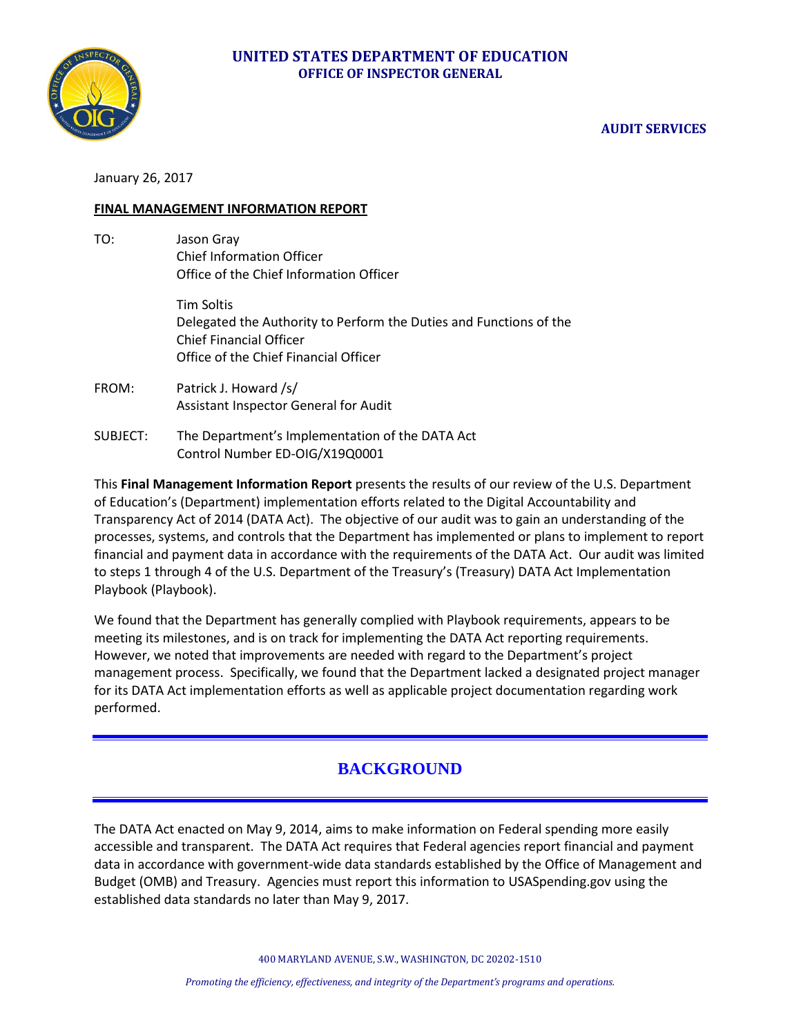**UNITED STATES DEPARTMENT OF EDUCATION**
**OFFICE OF INSPECTOR GENERAL**

**AUDIT SERVICES**

January 26, 2017

**FINAL MANAGEMENT INFORMATION REPORT**

TO: Jason Gray
Chief Information Officer
Office of the Chief Information Officer

Tim Soltis
Delegated the Authority to Perform the Duties and Functions of the Chief Financial Officer
Office of the Chief Financial Officer

FROM: Patrick J. Howard /s/
Assistant Inspector General for Audit

SUBJECT: The Department's Implementation of the DATA Act
Control Number ED-OIG/X19Q0001

This **Final Management Information Report** presents the results of our review of the U.S. Department of Education's (Department) implementation efforts related to the Digital Accountability and Transparency Act of 2014 (DATA Act). The objective of our audit was to gain an understanding of the processes, systems, and controls that the Department has implemented or plans to implement to report financial and payment data in accordance with the requirements of the DATA Act. Our audit was limited to steps 1 through 4 of the U.S. Department of the Treasury's (Treasury) DATA Act Implementation Playbook (Playbook).

We found that the Department has generally complied with Playbook requirements, appears to be meeting its milestones, and is on track for implementing the DATA Act reporting requirements. However, we noted that improvements are needed with regard to the Department's project management process. Specifically, we found that the Department lacked a designated project manager for its DATA Act implementation efforts as well as applicable project documentation regarding work performed.

## BACKGROUND

The DATA Act enacted on May 9, 2014, aims to make information on Federal spending more easily accessible and transparent. The DATA Act requires that Federal agencies report financial and payment data in accordance with government-wide data standards established by the Office of Management and Budget (OMB) and Treasury. Agencies must report this information to USASpending.gov using the established data standards no later than May 9, 2017.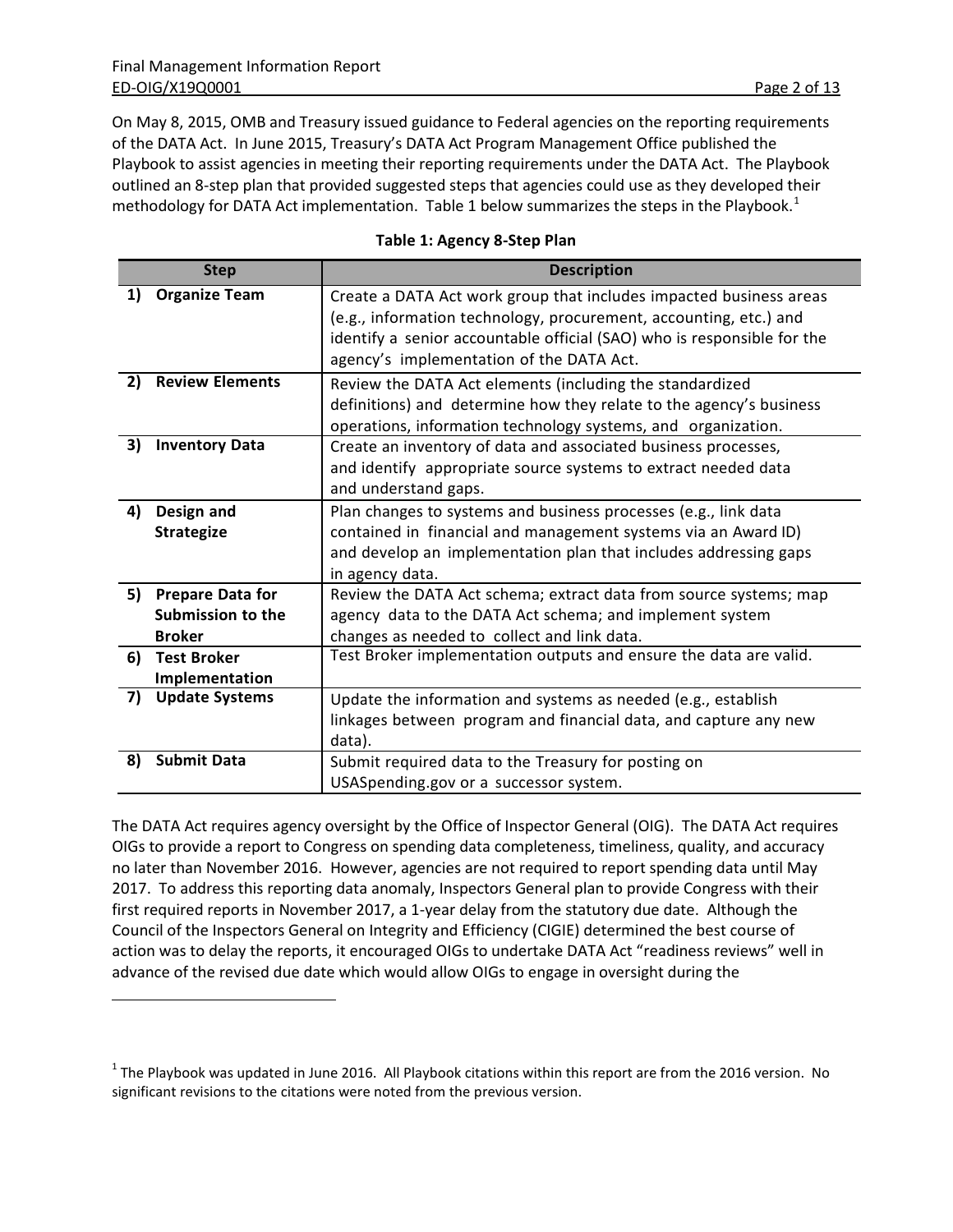On May 8, 2015, OMB and Treasury issued guidance to Federal agencies on the reporting requirements of the DATA Act. In June 2015, Treasury's DATA Act Program Management Office published the Playbook to assist agencies in meeting their reporting requirements under the DATA Act. The Playbook outlined an 8-step plan that provided suggested steps that agencies could use as they developed their methodology for DATA Act implementation. Table 1 below summarizes the steps in the Playbook.[1]

**Table 1: Agency 8-Step Plan**

| Step | Description |
|---|---|
| **1) Organize Team** | Create a DATA Act work group that includes impacted business areas (e.g., information technology, procurement, accounting, etc.) and identify a senior accountable official (SAO) who is responsible for the agency's implementation of the DATA Act. |
| **2) Review Elements** | Review the DATA Act elements (including the standardized definitions) and determine how they relate to the agency's business operations, information technology systems, and organization. |
| **3) Inventory Data** | Create an inventory of data and associated business processes, and identify appropriate source systems to extract needed data and understand gaps. |
| **4) Design and Strategize** | Plan changes to systems and business processes (e.g., link data contained in financial and management systems via an Award ID) and develop an implementation plan that includes addressing gaps in agency data. |
| **5) Prepare Data for Submission to the Broker** | Review the DATA Act schema; extract data from source systems; map agency data to the DATA Act schema; and implement system changes as needed to collect and link data. |
| **6) Test Broker Implementation** | Test Broker implementation outputs and ensure the data are valid. |
| **7) Update Systems** | Update the information and systems as needed (e.g., establish linkages between program and financial data, and capture any new data). |
| **8) Submit Data** | Submit required data to the Treasury for posting on USASpending.gov or a successor system. |

The DATA Act requires agency oversight by the Office of Inspector General (OIG). The DATA Act requires OIGs to provide a report to Congress on spending data completeness, timeliness, quality, and accuracy no later than November 2016. However, agencies are not required to report spending data until May 2017. To address this reporting data anomaly, Inspectors General plan to provide Congress with their first required reports in November 2017, a 1-year delay from the statutory due date. Although the Council of the Inspectors General on Integrity and Efficiency (CIGIE) determined the best course of action was to delay the reports, it encouraged OIGs to undertake DATA Act "readiness reviews" well in advance of the revised due date which would allow OIGs to engage in oversight during the

[1] The Playbook was updated in June 2016. All Playbook citations within this report are from the 2016 version. No significant revisions to the citations were noted from the previous version.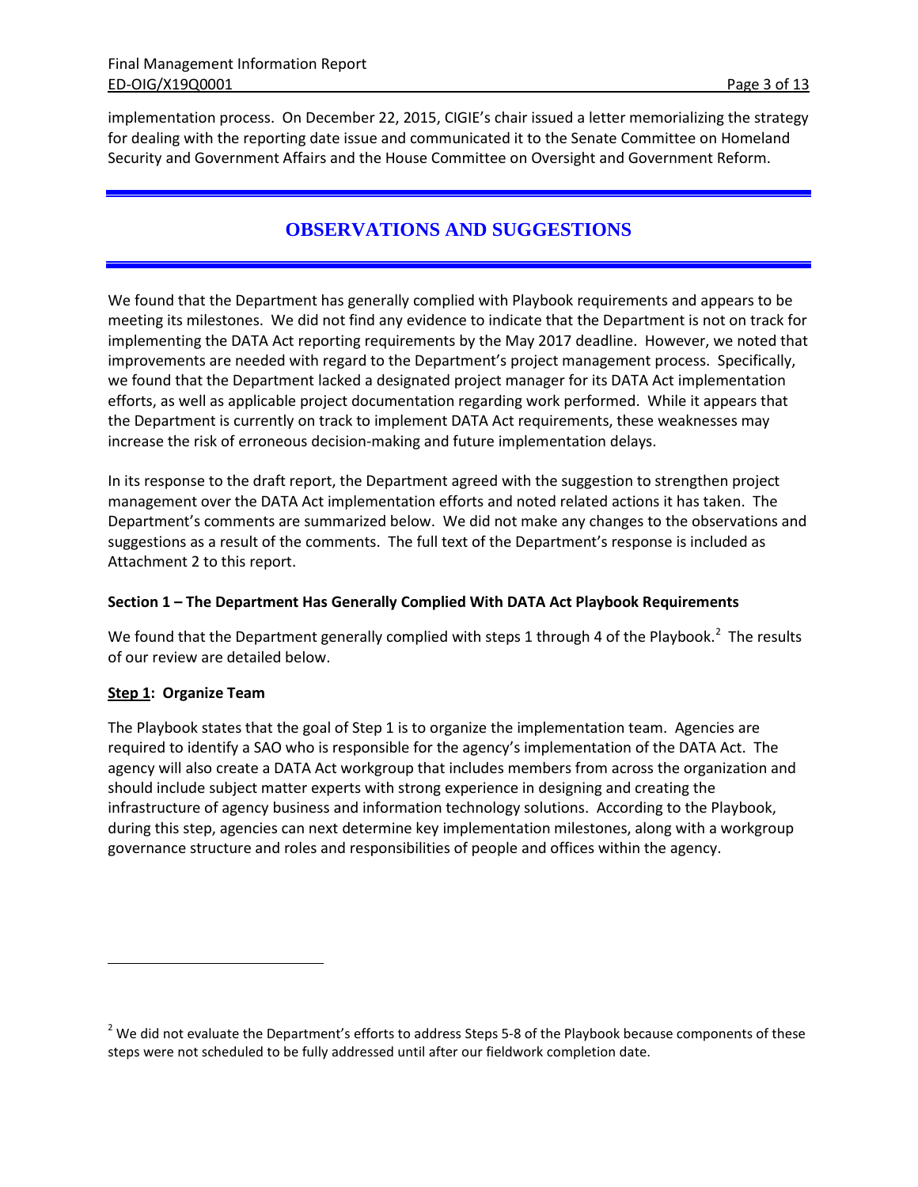implementation process. On December 22, 2015, CIGIE's chair issued a letter memorializing the strategy for dealing with the reporting date issue and communicated it to the Senate Committee on Homeland Security and Government Affairs and the House Committee on Oversight and Government Reform.

# OBSERVATIONS AND SUGGESTIONS

We found that the Department has generally complied with Playbook requirements and appears to be meeting its milestones. We did not find any evidence to indicate that the Department is not on track for implementing the DATA Act reporting requirements by the May 2017 deadline. However, we noted that improvements are needed with regard to the Department's project management process. Specifically, we found that the Department lacked a designated project manager for its DATA Act implementation efforts, as well as applicable project documentation regarding work performed. While it appears that the Department is currently on track to implement DATA Act requirements, these weaknesses may increase the risk of erroneous decision-making and future implementation delays.

In its response to the draft report, the Department agreed with the suggestion to strengthen project management over the DATA Act implementation efforts and noted related actions it has taken. The Department's comments are summarized below. We did not make any changes to the observations and suggestions as a result of the comments. The full text of the Department's response is included as Attachment 2 to this report.

### Section 1 – The Department Has Generally Complied With DATA Act Playbook Requirements

We found that the Department generally complied with steps 1 through 4 of the Playbook.[2] The results of our review are detailed below.

#### Step 1: Organize Team

The Playbook states that the goal of Step 1 is to organize the implementation team. Agencies are required to identify a SAO who is responsible for the agency's implementation of the DATA Act. The agency will also create a DATA Act workgroup that includes members from across the organization and should include subject matter experts with strong experience in designing and creating the infrastructure of agency business and information technology solutions. According to the Playbook, during this step, agencies can next determine key implementation milestones, along with a workgroup governance structure and roles and responsibilities of people and offices within the agency.

[2] We did not evaluate the Department's efforts to address Steps 5-8 of the Playbook because components of these steps were not scheduled to be fully addressed until after our fieldwork completion date.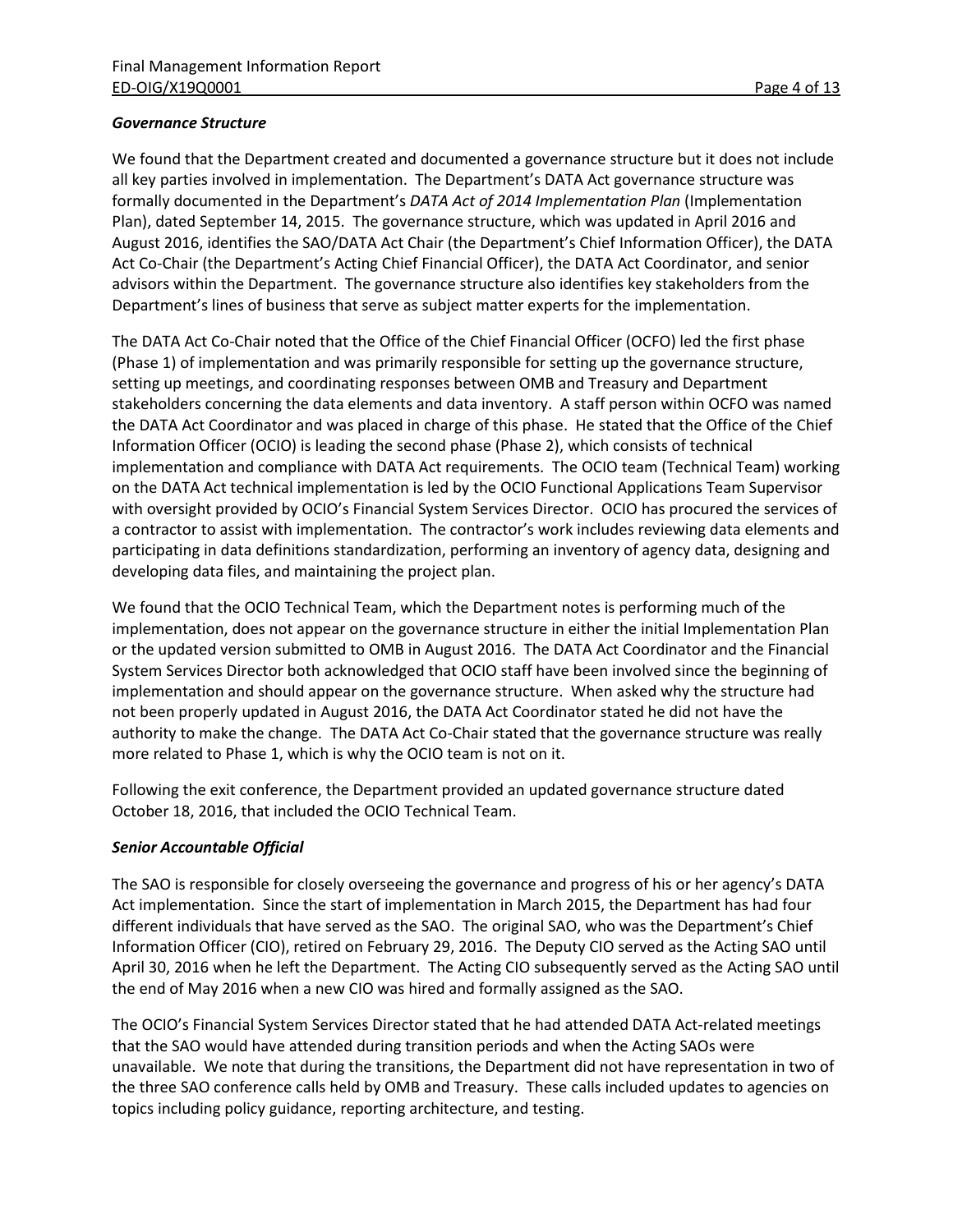### *Governance Structure*

We found that the Department created and documented a governance structure but it does not include all key parties involved in implementation. The Department's DATA Act governance structure was formally documented in the Department's *DATA Act of 2014 Implementation Plan* (Implementation Plan), dated September 14, 2015. The governance structure, which was updated in April 2016 and August 2016, identifies the SAO/DATA Act Chair (the Department's Chief Information Officer), the DATA Act Co-Chair (the Department's Acting Chief Financial Officer), the DATA Act Coordinator, and senior advisors within the Department. The governance structure also identifies key stakeholders from the Department's lines of business that serve as subject matter experts for the implementation.

The DATA Act Co-Chair noted that the Office of the Chief Financial Officer (OCFO) led the first phase (Phase 1) of implementation and was primarily responsible for setting up the governance structure, setting up meetings, and coordinating responses between OMB and Treasury and Department stakeholders concerning the data elements and data inventory. A staff person within OCFO was named the DATA Act Coordinator and was placed in charge of this phase. He stated that the Office of the Chief Information Officer (OCIO) is leading the second phase (Phase 2), which consists of technical implementation and compliance with DATA Act requirements. The OCIO team (Technical Team) working on the DATA Act technical implementation is led by the OCIO Functional Applications Team Supervisor with oversight provided by OCIO's Financial System Services Director. OCIO has procured the services of a contractor to assist with implementation. The contractor's work includes reviewing data elements and participating in data definitions standardization, performing an inventory of agency data, designing and developing data files, and maintaining the project plan.

We found that the OCIO Technical Team, which the Department notes is performing much of the implementation, does not appear on the governance structure in either the initial Implementation Plan or the updated version submitted to OMB in August 2016. The DATA Act Coordinator and the Financial System Services Director both acknowledged that OCIO staff have been involved since the beginning of implementation and should appear on the governance structure. When asked why the structure had not been properly updated in August 2016, the DATA Act Coordinator stated he did not have the authority to make the change. The DATA Act Co-Chair stated that the governance structure was really more related to Phase 1, which is why the OCIO team is not on it.

Following the exit conference, the Department provided an updated governance structure dated October 18, 2016, that included the OCIO Technical Team.

### *Senior Accountable Official*

The SAO is responsible for closely overseeing the governance and progress of his or her agency's DATA Act implementation. Since the start of implementation in March 2015, the Department has had four different individuals that have served as the SAO. The original SAO, who was the Department's Chief Information Officer (CIO), retired on February 29, 2016. The Deputy CIO served as the Acting SAO until April 30, 2016 when he left the Department. The Acting CIO subsequently served as the Acting SAO until the end of May 2016 when a new CIO was hired and formally assigned as the SAO.

The OCIO's Financial System Services Director stated that he had attended DATA Act-related meetings that the SAO would have attended during transition periods and when the Acting SAOs were unavailable. We note that during the transitions, the Department did not have representation in two of the three SAO conference calls held by OMB and Treasury. These calls included updates to agencies on topics including policy guidance, reporting architecture, and testing.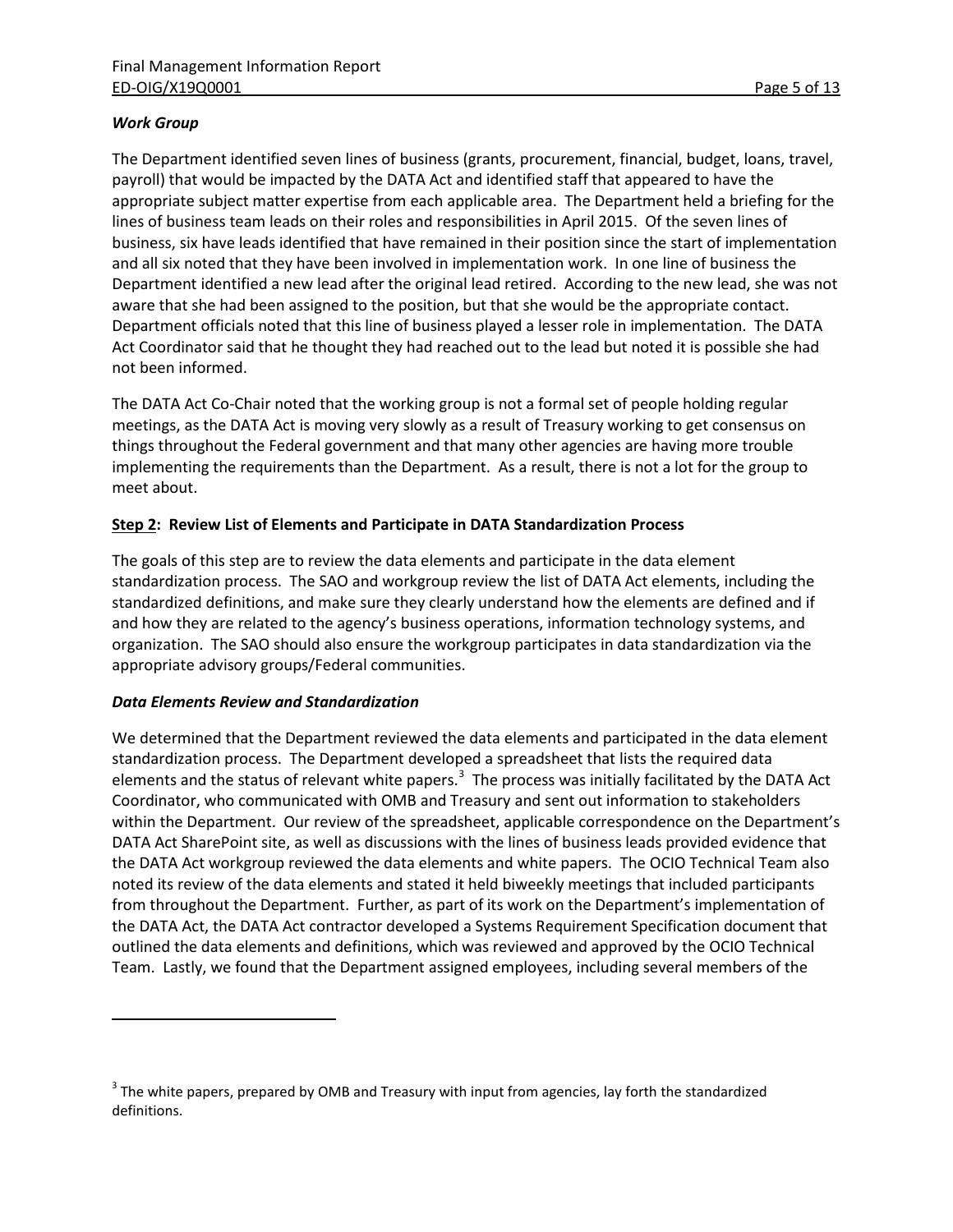***Work Group***

The Department identified seven lines of business (grants, procurement, financial, budget, loans, travel, payroll) that would be impacted by the DATA Act and identified staff that appeared to have the appropriate subject matter expertise from each applicable area. The Department held a briefing for the lines of business team leads on their roles and responsibilities in April 2015. Of the seven lines of business, six have leads identified that have remained in their position since the start of implementation and all six noted that they have been involved in implementation work. In one line of business the Department identified a new lead after the original lead retired. According to the new lead, she was not aware that she had been assigned to the position, but that she would be the appropriate contact. Department officials noted that this line of business played a lesser role in implementation. The DATA Act Coordinator said that he thought they had reached out to the lead but noted it is possible she had not been informed.

The DATA Act Co-Chair noted that the working group is not a formal set of people holding regular meetings, as the DATA Act is moving very slowly as a result of Treasury working to get consensus on things throughout the Federal government and that many other agencies are having more trouble implementing the requirements than the Department. As a result, there is not a lot for the group to meet about.

**Step 2: Review List of Elements and Participate in DATA Standardization Process**

The goals of this step are to review the data elements and participate in the data element standardization process. The SAO and workgroup review the list of DATA Act elements, including the standardized definitions, and make sure they clearly understand how the elements are defined and if and how they are related to the agency's business operations, information technology systems, and organization. The SAO should also ensure the workgroup participates in data standardization via the appropriate advisory groups/Federal communities.

***Data Elements Review and Standardization***

We determined that the Department reviewed the data elements and participated in the data element standardization process. The Department developed a spreadsheet that lists the required data elements and the status of relevant white papers.[3] The process was initially facilitated by the DATA Act Coordinator, who communicated with OMB and Treasury and sent out information to stakeholders within the Department. Our review of the spreadsheet, applicable correspondence on the Department's DATA Act SharePoint site, as well as discussions with the lines of business leads provided evidence that the DATA Act workgroup reviewed the data elements and white papers. The OCIO Technical Team also noted its review of the data elements and stated it held biweekly meetings that included participants from throughout the Department. Further, as part of its work on the Department's implementation of the DATA Act, the DATA Act contractor developed a Systems Requirement Specification document that outlined the data elements and definitions, which was reviewed and approved by the OCIO Technical Team. Lastly, we found that the Department assigned employees, including several members of the

---

[3] The white papers, prepared by OMB and Treasury with input from agencies, lay forth the standardized definitions.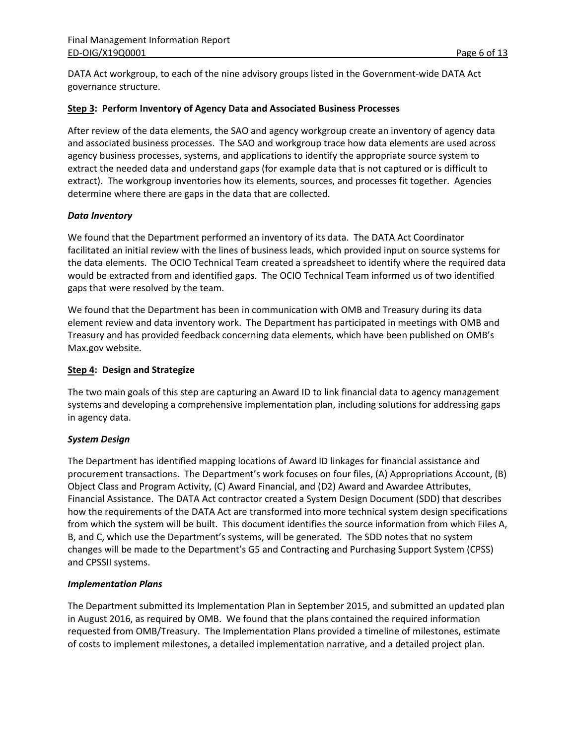DATA Act workgroup, to each of the nine advisory groups listed in the Government-wide DATA Act governance structure.

### **Step 3: Perform Inventory of Agency Data and Associated Business Processes**

After review of the data elements, the SAO and agency workgroup create an inventory of agency data and associated business processes. The SAO and workgroup trace how data elements are used across agency business processes, systems, and applications to identify the appropriate source system to extract the needed data and understand gaps (for example data that is not captured or is difficult to extract). The workgroup inventories how its elements, sources, and processes fit together. Agencies determine where there are gaps in the data that are collected.

#### ***Data Inventory***

We found that the Department performed an inventory of its data. The DATA Act Coordinator facilitated an initial review with the lines of business leads, which provided input on source systems for the data elements. The OCIO Technical Team created a spreadsheet to identify where the required data would be extracted from and identified gaps. The OCIO Technical Team informed us of two identified gaps that were resolved by the team.

We found that the Department has been in communication with OMB and Treasury during its data element review and data inventory work. The Department has participated in meetings with OMB and Treasury and has provided feedback concerning data elements, which have been published on OMB's Max.gov website.

### **Step 4: Design and Strategize**

The two main goals of this step are capturing an Award ID to link financial data to agency management systems and developing a comprehensive implementation plan, including solutions for addressing gaps in agency data.

#### ***System Design***

The Department has identified mapping locations of Award ID linkages for financial assistance and procurement transactions. The Department's work focuses on four files, (A) Appropriations Account, (B) Object Class and Program Activity, (C) Award Financial, and (D2) Award and Awardee Attributes, Financial Assistance. The DATA Act contractor created a System Design Document (SDD) that describes how the requirements of the DATA Act are transformed into more technical system design specifications from which the system will be built. This document identifies the source information from which Files A, B, and C, which use the Department's systems, will be generated. The SDD notes that no system changes will be made to the Department's G5 and Contracting and Purchasing Support System (CPSS) and CPSSII systems.

#### ***Implementation Plans***

The Department submitted its Implementation Plan in September 2015, and submitted an updated plan in August 2016, as required by OMB. We found that the plans contained the required information requested from OMB/Treasury. The Implementation Plans provided a timeline of milestones, estimate of costs to implement milestones, a detailed implementation narrative, and a detailed project plan.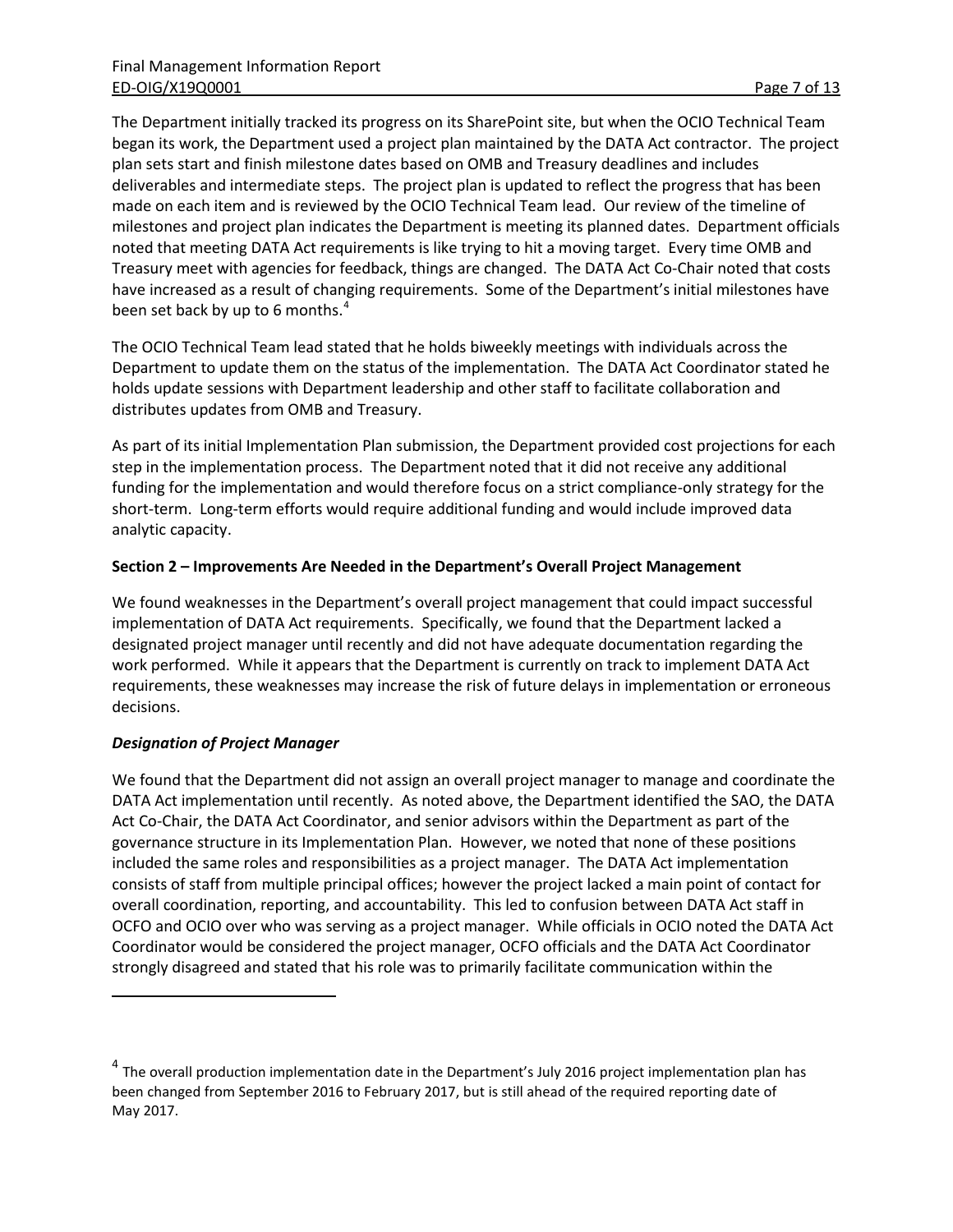The Department initially tracked its progress on its SharePoint site, but when the OCIO Technical Team began its work, the Department used a project plan maintained by the DATA Act contractor. The project plan sets start and finish milestone dates based on OMB and Treasury deadlines and includes deliverables and intermediate steps. The project plan is updated to reflect the progress that has been made on each item and is reviewed by the OCIO Technical Team lead. Our review of the timeline of milestones and project plan indicates the Department is meeting its planned dates. Department officials noted that meeting DATA Act requirements is like trying to hit a moving target. Every time OMB and Treasury meet with agencies for feedback, things are changed. The DATA Act Co-Chair noted that costs have increased as a result of changing requirements. Some of the Department's initial milestones have been set back by up to 6 months.[4]

The OCIO Technical Team lead stated that he holds biweekly meetings with individuals across the Department to update them on the status of the implementation. The DATA Act Coordinator stated he holds update sessions with Department leadership and other staff to facilitate collaboration and distributes updates from OMB and Treasury.

As part of its initial Implementation Plan submission, the Department provided cost projections for each step in the implementation process. The Department noted that it did not receive any additional funding for the implementation and would therefore focus on a strict compliance-only strategy for the short-term. Long-term efforts would require additional funding and would include improved data analytic capacity.

**Section 2 – Improvements Are Needed in the Department's Overall Project Management**

We found weaknesses in the Department's overall project management that could impact successful implementation of DATA Act requirements. Specifically, we found that the Department lacked a designated project manager until recently and did not have adequate documentation regarding the work performed. While it appears that the Department is currently on track to implement DATA Act requirements, these weaknesses may increase the risk of future delays in implementation or erroneous decisions.

***Designation of Project Manager***

We found that the Department did not assign an overall project manager to manage and coordinate the DATA Act implementation until recently. As noted above, the Department identified the SAO, the DATA Act Co-Chair, the DATA Act Coordinator, and senior advisors within the Department as part of the governance structure in its Implementation Plan. However, we noted that none of these positions included the same roles and responsibilities as a project manager. The DATA Act implementation consists of staff from multiple principal offices; however the project lacked a main point of contact for overall coordination, reporting, and accountability. This led to confusion between DATA Act staff in OCFO and OCIO over who was serving as a project manager. While officials in OCIO noted the DATA Act Coordinator would be considered the project manager, OCFO officials and the DATA Act Coordinator strongly disagreed and stated that his role was to primarily facilitate communication within the

---

[4] The overall production implementation date in the Department's July 2016 project implementation plan has been changed from September 2016 to February 2017, but is still ahead of the required reporting date of May 2017.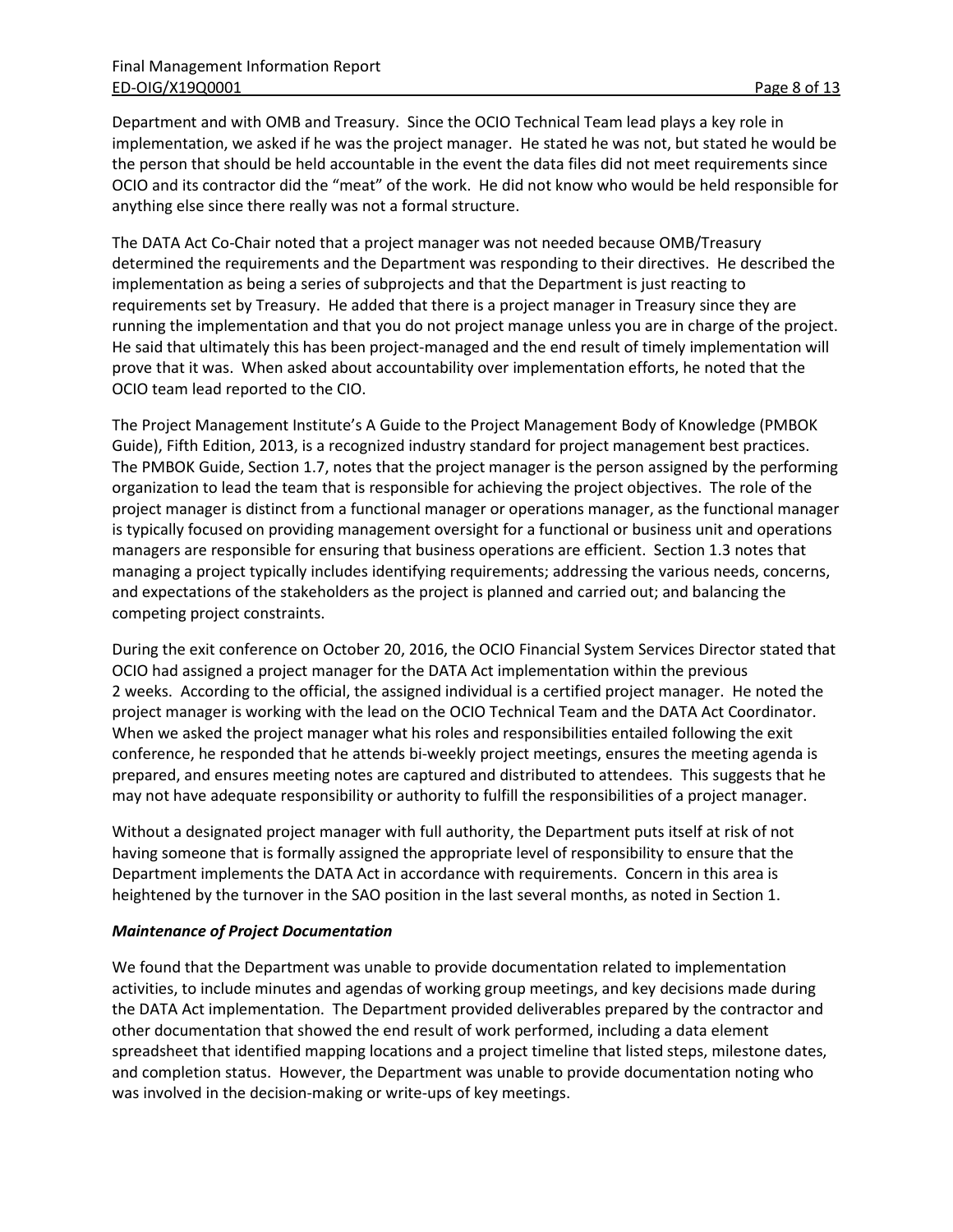Department and with OMB and Treasury. Since the OCIO Technical Team lead plays a key role in implementation, we asked if he was the project manager. He stated he was not, but stated he would be the person that should be held accountable in the event the data files did not meet requirements since OCIO and its contractor did the "meat" of the work. He did not know who would be held responsible for anything else since there really was not a formal structure.

The DATA Act Co-Chair noted that a project manager was not needed because OMB/Treasury determined the requirements and the Department was responding to their directives. He described the implementation as being a series of subprojects and that the Department is just reacting to requirements set by Treasury. He added that there is a project manager in Treasury since they are running the implementation and that you do not project manage unless you are in charge of the project. He said that ultimately this has been project-managed and the end result of timely implementation will prove that it was. When asked about accountability over implementation efforts, he noted that the OCIO team lead reported to the CIO.

The Project Management Institute's A Guide to the Project Management Body of Knowledge (PMBOK Guide), Fifth Edition, 2013, is a recognized industry standard for project management best practices. The PMBOK Guide, Section 1.7, notes that the project manager is the person assigned by the performing organization to lead the team that is responsible for achieving the project objectives. The role of the project manager is distinct from a functional manager or operations manager, as the functional manager is typically focused on providing management oversight for a functional or business unit and operations managers are responsible for ensuring that business operations are efficient. Section 1.3 notes that managing a project typically includes identifying requirements; addressing the various needs, concerns, and expectations of the stakeholders as the project is planned and carried out; and balancing the competing project constraints.

During the exit conference on October 20, 2016, the OCIO Financial System Services Director stated that OCIO had assigned a project manager for the DATA Act implementation within the previous 2 weeks. According to the official, the assigned individual is a certified project manager. He noted the project manager is working with the lead on the OCIO Technical Team and the DATA Act Coordinator. When we asked the project manager what his roles and responsibilities entailed following the exit conference, he responded that he attends bi-weekly project meetings, ensures the meeting agenda is prepared, and ensures meeting notes are captured and distributed to attendees. This suggests that he may not have adequate responsibility or authority to fulfill the responsibilities of a project manager.

Without a designated project manager with full authority, the Department puts itself at risk of not having someone that is formally assigned the appropriate level of responsibility to ensure that the Department implements the DATA Act in accordance with requirements. Concern in this area is heightened by the turnover in the SAO position in the last several months, as noted in Section 1.

***Maintenance of Project Documentation***

We found that the Department was unable to provide documentation related to implementation activities, to include minutes and agendas of working group meetings, and key decisions made during the DATA Act implementation. The Department provided deliverables prepared by the contractor and other documentation that showed the end result of work performed, including a data element spreadsheet that identified mapping locations and a project timeline that listed steps, milestone dates, and completion status. However, the Department was unable to provide documentation noting who was involved in the decision-making or write-ups of key meetings.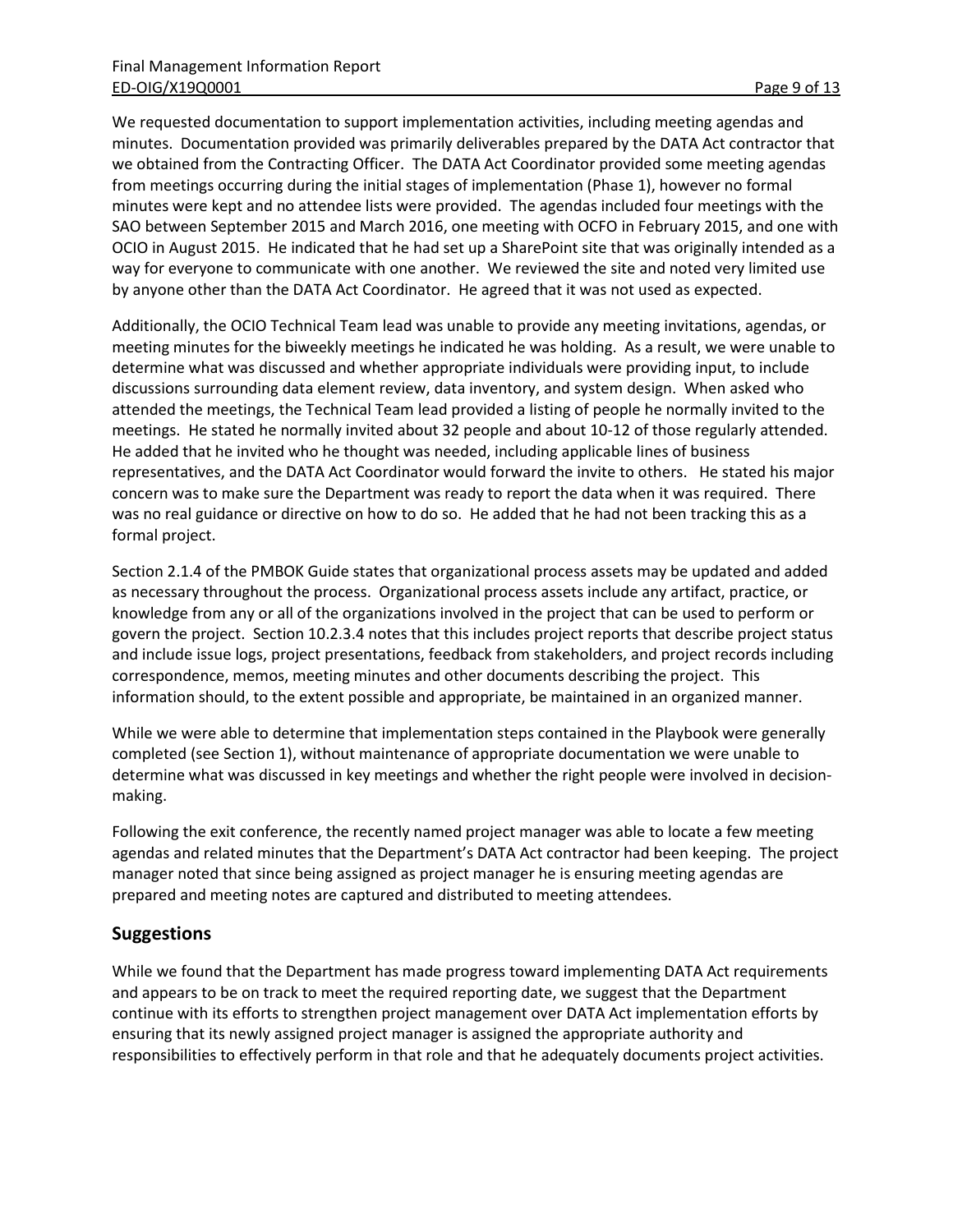We requested documentation to support implementation activities, including meeting agendas and minutes. Documentation provided was primarily deliverables prepared by the DATA Act contractor that we obtained from the Contracting Officer. The DATA Act Coordinator provided some meeting agendas from meetings occurring during the initial stages of implementation (Phase 1), however no formal minutes were kept and no attendee lists were provided. The agendas included four meetings with the SAO between September 2015 and March 2016, one meeting with OCFO in February 2015, and one with OCIO in August 2015. He indicated that he had set up a SharePoint site that was originally intended as a way for everyone to communicate with one another. We reviewed the site and noted very limited use by anyone other than the DATA Act Coordinator. He agreed that it was not used as expected.

Additionally, the OCIO Technical Team lead was unable to provide any meeting invitations, agendas, or meeting minutes for the biweekly meetings he indicated he was holding. As a result, we were unable to determine what was discussed and whether appropriate individuals were providing input, to include discussions surrounding data element review, data inventory, and system design. When asked who attended the meetings, the Technical Team lead provided a listing of people he normally invited to the meetings. He stated he normally invited about 32 people and about 10-12 of those regularly attended. He added that he invited who he thought was needed, including applicable lines of business representatives, and the DATA Act Coordinator would forward the invite to others. He stated his major concern was to make sure the Department was ready to report the data when it was required. There was no real guidance or directive on how to do so. He added that he had not been tracking this as a formal project.

Section 2.1.4 of the PMBOK Guide states that organizational process assets may be updated and added as necessary throughout the process. Organizational process assets include any artifact, practice, or knowledge from any or all of the organizations involved in the project that can be used to perform or govern the project. Section 10.2.3.4 notes that this includes project reports that describe project status and include issue logs, project presentations, feedback from stakeholders, and project records including correspondence, memos, meeting minutes and other documents describing the project. This information should, to the extent possible and appropriate, be maintained in an organized manner.

While we were able to determine that implementation steps contained in the Playbook were generally completed (see Section 1), without maintenance of appropriate documentation we were unable to determine what was discussed in key meetings and whether the right people were involved in decision-making.

Following the exit conference, the recently named project manager was able to locate a few meeting agendas and related minutes that the Department's DATA Act contractor had been keeping. The project manager noted that since being assigned as project manager he is ensuring meeting agendas are prepared and meeting notes are captured and distributed to meeting attendees.

## Suggestions

While we found that the Department has made progress toward implementing DATA Act requirements and appears to be on track to meet the required reporting date, we suggest that the Department continue with its efforts to strengthen project management over DATA Act implementation efforts by ensuring that its newly assigned project manager is assigned the appropriate authority and responsibilities to effectively perform in that role and that he adequately documents project activities.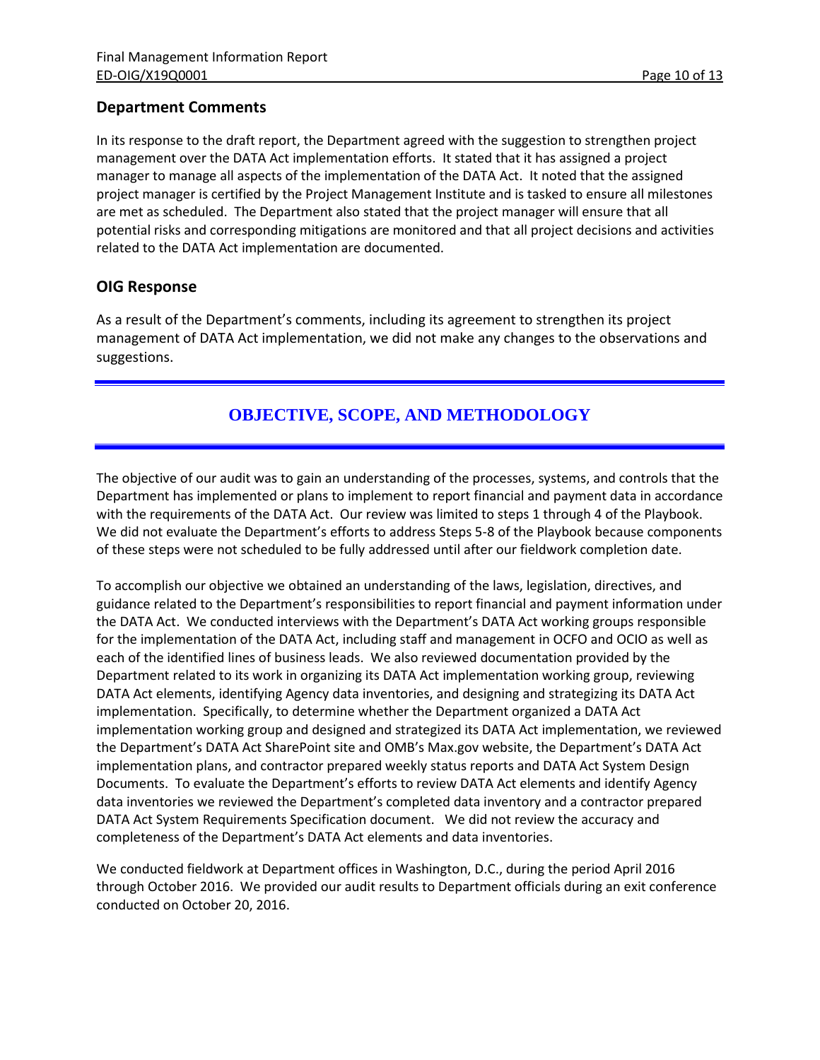## Department Comments

In its response to the draft report, the Department agreed with the suggestion to strengthen project management over the DATA Act implementation efforts. It stated that it has assigned a project manager to manage all aspects of the implementation of the DATA Act. It noted that the assigned project manager is certified by the Project Management Institute and is tasked to ensure all milestones are met as scheduled. The Department also stated that the project manager will ensure that all potential risks and corresponding mitigations are monitored and that all project decisions and activities related to the DATA Act implementation are documented.

## OIG Response

As a result of the Department's comments, including its agreement to strengthen its project management of DATA Act implementation, we did not make any changes to the observations and suggestions.

# OBJECTIVE, SCOPE, AND METHODOLOGY

The objective of our audit was to gain an understanding of the processes, systems, and controls that the Department has implemented or plans to implement to report financial and payment data in accordance with the requirements of the DATA Act. Our review was limited to steps 1 through 4 of the Playbook. We did not evaluate the Department's efforts to address Steps 5-8 of the Playbook because components of these steps were not scheduled to be fully addressed until after our fieldwork completion date.

To accomplish our objective we obtained an understanding of the laws, legislation, directives, and guidance related to the Department's responsibilities to report financial and payment information under the DATA Act. We conducted interviews with the Department's DATA Act working groups responsible for the implementation of the DATA Act, including staff and management in OCFO and OCIO as well as each of the identified lines of business leads. We also reviewed documentation provided by the Department related to its work in organizing its DATA Act implementation working group, reviewing DATA Act elements, identifying Agency data inventories, and designing and strategizing its DATA Act implementation. Specifically, to determine whether the Department organized a DATA Act implementation working group and designed and strategized its DATA Act implementation, we reviewed the Department's DATA Act SharePoint site and OMB's Max.gov website, the Department's DATA Act implementation plans, and contractor prepared weekly status reports and DATA Act System Design Documents. To evaluate the Department's efforts to review DATA Act elements and identify Agency data inventories we reviewed the Department's completed data inventory and a contractor prepared DATA Act System Requirements Specification document. We did not review the accuracy and completeness of the Department's DATA Act elements and data inventories.

We conducted fieldwork at Department offices in Washington, D.C., during the period April 2016 through October 2016. We provided our audit results to Department officials during an exit conference conducted on October 20, 2016.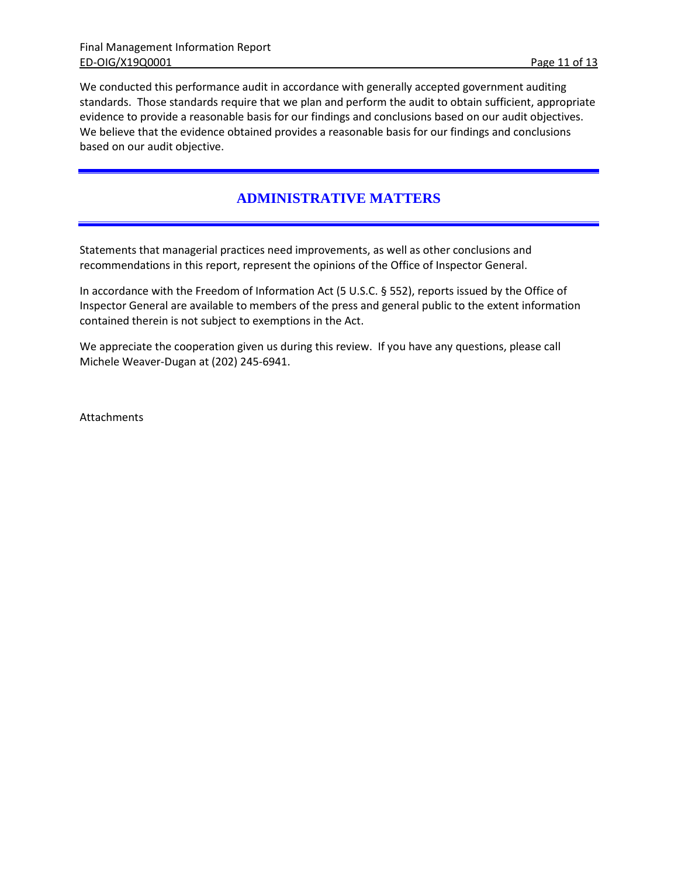We conducted this performance audit in accordance with generally accepted government auditing standards. Those standards require that we plan and perform the audit to obtain sufficient, appropriate evidence to provide a reasonable basis for our findings and conclusions based on our audit objectives. We believe that the evidence obtained provides a reasonable basis for our findings and conclusions based on our audit objective.

## ADMINISTRATIVE MATTERS

Statements that managerial practices need improvements, as well as other conclusions and recommendations in this report, represent the opinions of the Office of Inspector General.

In accordance with the Freedom of Information Act (5 U.S.C. § 552), reports issued by the Office of Inspector General are available to members of the press and general public to the extent information contained therein is not subject to exemptions in the Act.

We appreciate the cooperation given us during this review. If you have any questions, please call Michele Weaver-Dugan at (202) 245-6941.

Attachments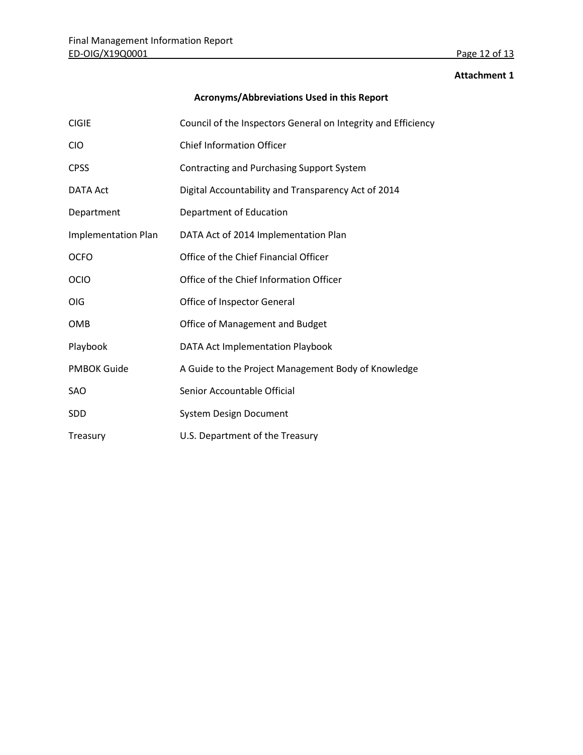**Attachment 1**

## Acronyms/Abbreviations Used in this Report

| | |
|---|---|
| CIGIE | Council of the Inspectors General on Integrity and Efficiency |
| CIO | Chief Information Officer |
| CPSS | Contracting and Purchasing Support System |
| DATA Act | Digital Accountability and Transparency Act of 2014 |
| Department | Department of Education |
| Implementation Plan | DATA Act of 2014 Implementation Plan |
| OCFO | Office of the Chief Financial Officer |
| OCIO | Office of the Chief Information Officer |
| OIG | Office of Inspector General |
| OMB | Office of Management and Budget |
| Playbook | DATA Act Implementation Playbook |
| PMBOK Guide | A Guide to the Project Management Body of Knowledge |
| SAO | Senior Accountable Official |
| SDD | System Design Document |
| Treasury | U.S. Department of the Treasury |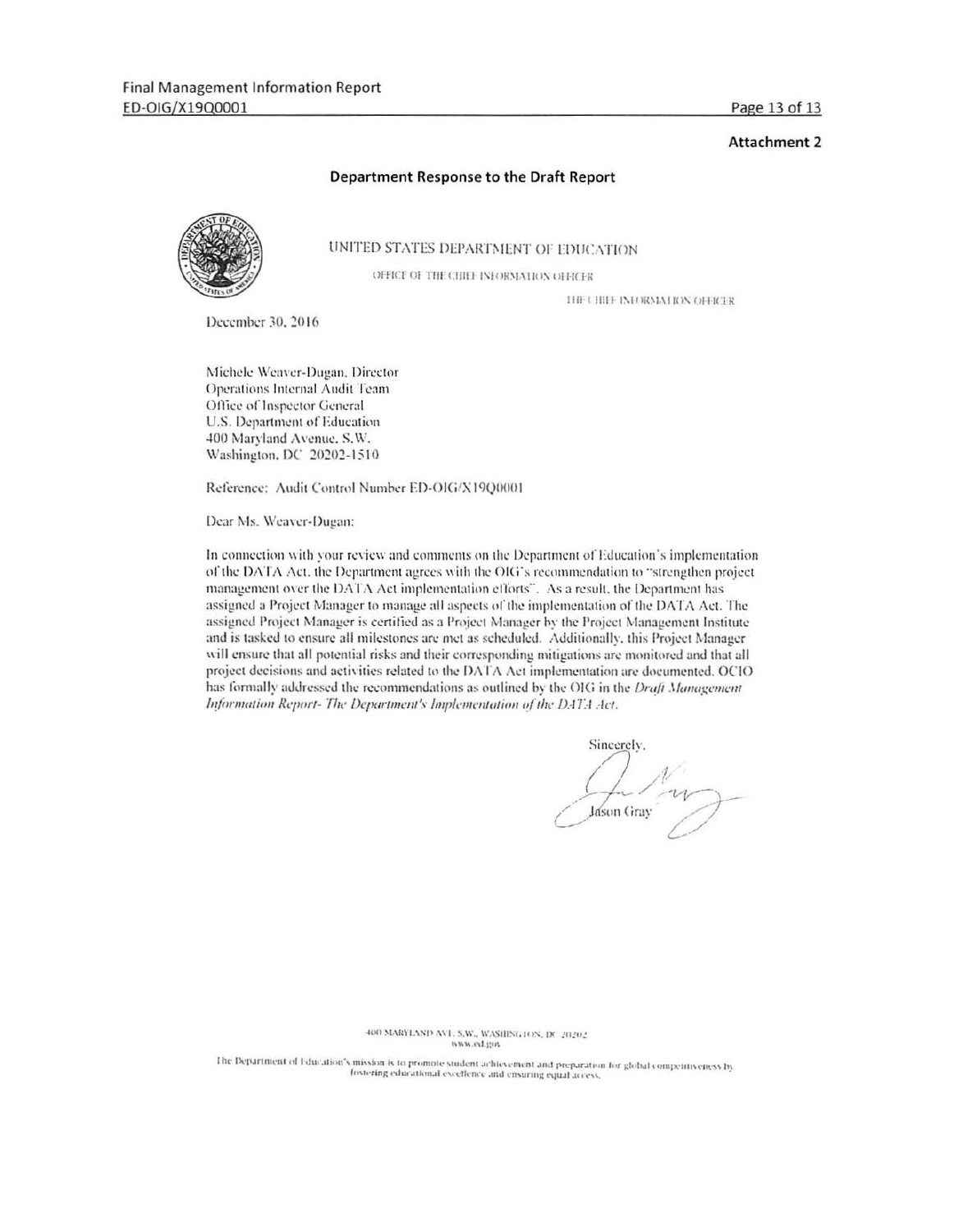**Attachment 2**

**Department Response to the Draft Report**

UNITED STATES DEPARTMENT OF EDUCATION

OFFICE OF THE CHIEF INFORMATION OFFICER

THE CHIEF INFORMATION OFFICER

December 30, 2016

Michele Weaver-Dugan, Director
Operations Internal Audit Team
Office of Inspector General
U.S. Department of Education
400 Maryland Avenue, S.W.
Washington, DC 20202-1510

Reference: Audit Control Number ED-OIG/X19Q0001

Dear Ms. Weaver-Dugan:

In connection with your review and comments on the Department of Education's implementation of the DATA Act, the Department agrees with the OIG's recommendation to "strengthen project management over the DATA Act implementation efforts". As a result, the Department has assigned a Project Manager to manage all aspects of the implementation of the DATA Act. The assigned Project Manager is certified as a Project Manager by the Project Management Institute and is tasked to ensure all milestones are met as scheduled. Additionally, this Project Manager will ensure that all potential risks and their corresponding mitigations are monitored and that all project decisions and activities related to the DATA Act implementation are documented. OCIO has formally addressed the recommendations as outlined by the OIG in the *Draft Management Information Report- The Department's Implementation of the DATA Act.*

Sincerely,

Jason Gray

400 MARYLAND AVE. S.W., WASHINGTON, DC 20202
www.ed.gov

The Department of Education's mission is to promote student achievement and preparation for global competitiveness by fostering educational excellence and ensuring equal access.